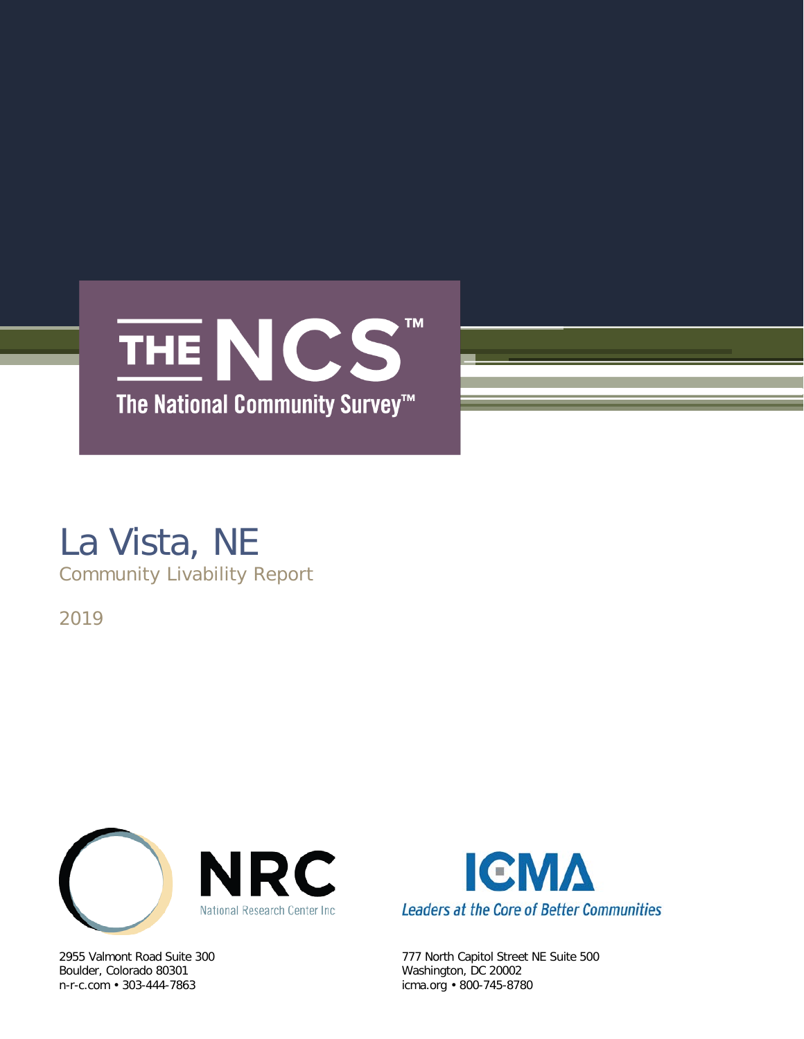# THE NCS™

The National Community Survey™

# La Vista, NE

Community Livability Report

2019

NRC
National Research Center Inc

2955 Valmont Road Suite 300
Boulder, Colorado 80301
n-r-c.com • 303-444-7863

ICMA
Leaders at the Core of Better Communities

777 North Capitol Street NE Suite 500
Washington, DC 20002
icma.org • 800-745-8780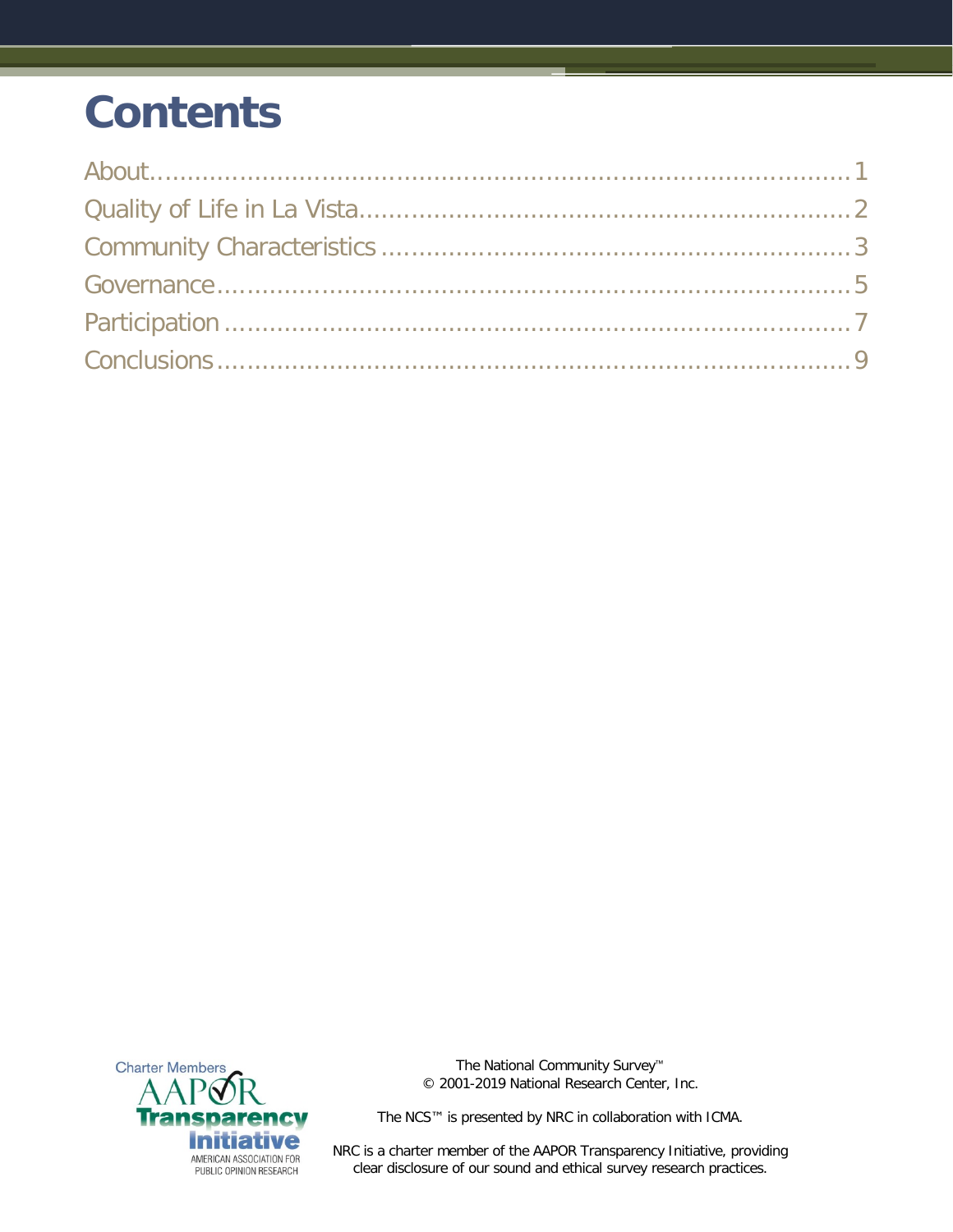# Contents

About....................................................................................1
Quality of Life in La Vista..............................................................2
Community Characteristics ..............................................................3
Governance..............................................................................5
Participation ..........................................................................7
Conclusions ............................................................................9

Charter Members AAPOR Transparency Initiative AMERICAN ASSOCIATION FOR PUBLIC OPINION RESEARCH

The National Community Survey™
© 2001-2019 National Research Center, Inc.

The NCS™ is presented by NRC in collaboration with ICMA.

NRC is a charter member of the AAPOR Transparency Initiative, providing clear disclosure of our sound and ethical survey research practices.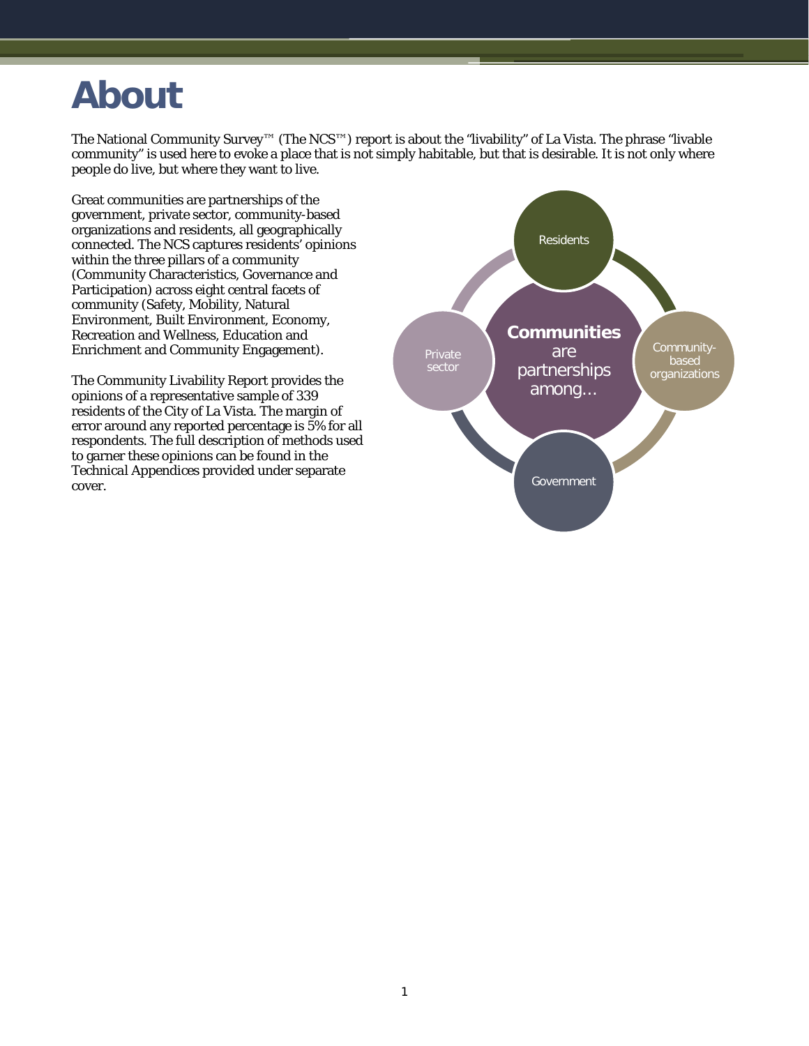# About

The National Community Survey™ (The NCS™) report is about the "livability" of La Vista. The phrase "livable community" is used here to evoke a place that is not simply habitable, but that is desirable. It is not only where people do live, but where they want to live.

Great communities are partnerships of the government, private sector, community-based organizations and residents, all geographically connected. The NCS captures residents' opinions within the three pillars of a community (Community Characteristics, Governance and Participation) across eight central facets of community (Safety, Mobility, Natural Environment, Built Environment, Economy, Recreation and Wellness, Education and Enrichment and Community Engagement).

The Community Livability Report provides the opinions of a representative sample of 339 residents of the City of La Vista. The margin of error around any reported percentage is 5% for all respondents. The full description of methods used to garner these opinions can be found in the Technical Appendices provided under separate cover.

**Communities** are partnerships among…

- Residents
- Community-based organizations
- Government
- Private sector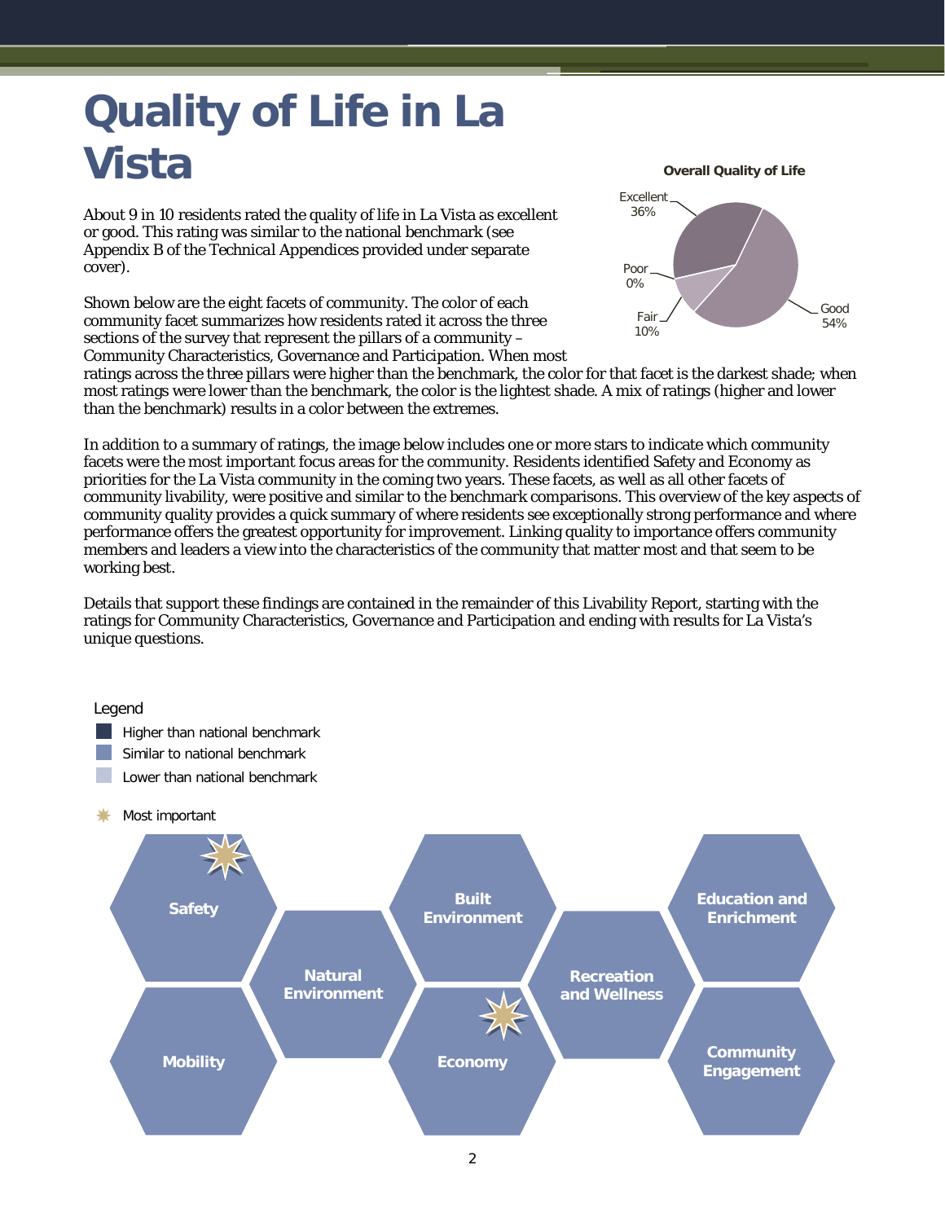# Quality of Life in La Vista

About 9 in 10 residents rated the quality of life in La Vista as excellent or good. This rating was similar to the national benchmark (see Appendix B of the Technical Appendices provided under separate cover).

**Overall Quality of Life**

| Rating | Percent |
|---|---|
| Excellent | 36% |
| Good | 54% |
| Fair | 10% |
| Poor | 0% |

Shown below are the eight facets of community. The color of each community facet summarizes how residents rated it across the three sections of the survey that represent the pillars of a community – Community Characteristics, Governance and Participation. When most ratings across the three pillars were higher than the benchmark, the color for that facet is the darkest shade; when most ratings were lower than the benchmark, the color is the lightest shade. A mix of ratings (higher and lower than the benchmark) results in a color between the extremes.

In addition to a summary of ratings, the image below includes one or more stars to indicate which community facets were the most important focus areas for the community. Residents identified Safety and Economy as priorities for the La Vista community in the coming two years. These facets, as well as all other facets of community livability, were positive and similar to the benchmark comparisons. This overview of the key aspects of community quality provides a quick summary of where residents see exceptionally strong performance and where performance offers the greatest opportunity for improvement. Linking quality to importance offers community members and leaders a view into the characteristics of the community that matter most and that seem to be working best.

Details that support these findings are contained in the remainder of this Livability Report, starting with the ratings for Community Characteristics, Governance and Participation and ending with results for La Vista's unique questions.

Legend
- Higher than national benchmark
- Similar to national benchmark
- Lower than national benchmark
- Most important

| Facet | Rating | Most important |
|---|---|---|
| Safety | Similar to national benchmark | ✱ |
| Mobility | Similar to national benchmark | |
| Natural Environment | Similar to national benchmark | |
| Built Environment | Similar to national benchmark | |
| Economy | Similar to national benchmark | ✱ |
| Recreation and Wellness | Similar to national benchmark | |
| Education and Enrichment | Similar to national benchmark | |
| Community Engagement | Similar to national benchmark | |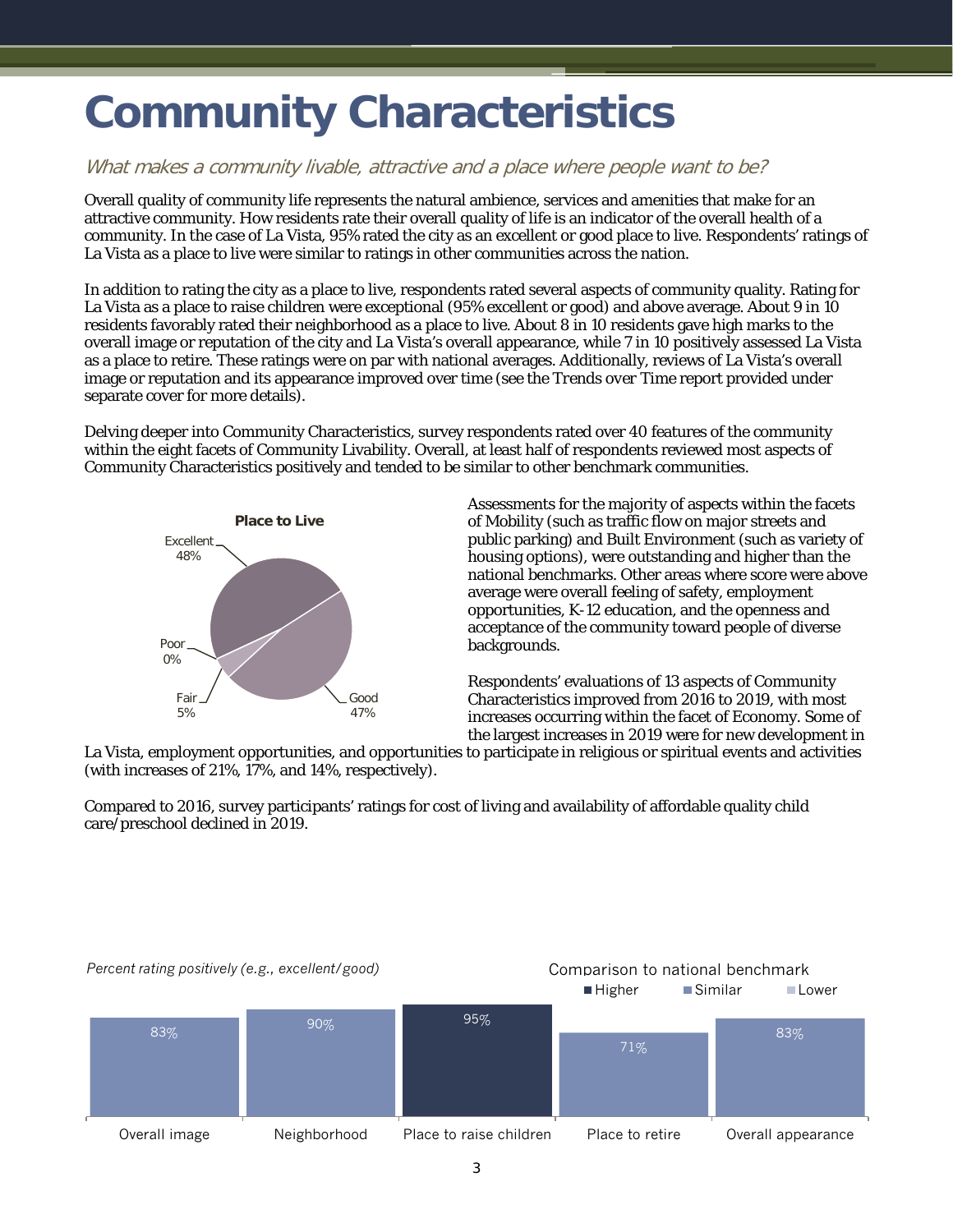# Community Characteristics

*What makes a community livable, attractive and a place where people want to be?*

Overall quality of community life represents the natural ambience, services and amenities that make for an attractive community. How residents rate their overall quality of life is an indicator of the overall health of a community. In the case of La Vista, 95% rated the city as an excellent or good place to live. Respondents' ratings of La Vista as a place to live were similar to ratings in other communities across the nation.

In addition to rating the city as a place to live, respondents rated several aspects of community quality. Rating for La Vista as a place to raise children were exceptional (95% excellent or good) and above average. About 9 in 10 residents favorably rated their neighborhood as a place to live. About 8 in 10 residents gave high marks to the overall image or reputation of the city and La Vista's overall appearance, while 7 in 10 positively assessed La Vista as a place to retire. These ratings were on par with national averages. Additionally, reviews of La Vista's overall image or reputation and its appearance improved over time (see the Trends over Time report provided under separate cover for more details).

Delving deeper into Community Characteristics, survey respondents rated over 40 features of the community within the eight facets of Community Livability. Overall, at least half of respondents reviewed most aspects of Community Characteristics positively and tended to be similar to other benchmark communities.

**Place to Live**

| Rating | Percent |
|---|---|
| Excellent | 48% |
| Good | 47% |
| Fair | 5% |
| Poor | 0% |

Assessments for the majority of aspects within the facets of Mobility (such as traffic flow on major streets and public parking) and Built Environment (such as variety of housing options), were outstanding and higher than the national benchmarks. Other areas where score were above average were overall feeling of safety, employment opportunities, K-12 education, and the openness and acceptance of the community toward people of diverse backgrounds.

Respondents' evaluations of 13 aspects of Community Characteristics improved from 2016 to 2019, with most increases occurring within the facet of Economy. Some of the largest increases in 2019 were for new development in La Vista, employment opportunities, and opportunities to participate in religious or spiritual events and activities (with increases of 21%, 17%, and 14%, respectively).

Compared to 2016, survey participants' ratings for cost of living and availability of affordable quality child care/preschool declined in 2019.

*Percent rating positively (e.g., excellent/good)*

Comparison to national benchmark: Higher / Similar / Lower

| Aspect | Percent | Comparison to national benchmark |
|---|---|---|
| Overall image | 83% | Similar |
| Neighborhood | 90% | Similar |
| Place to raise children | 95% | Higher |
| Place to retire | 71% | Similar |
| Overall appearance | 83% | Similar |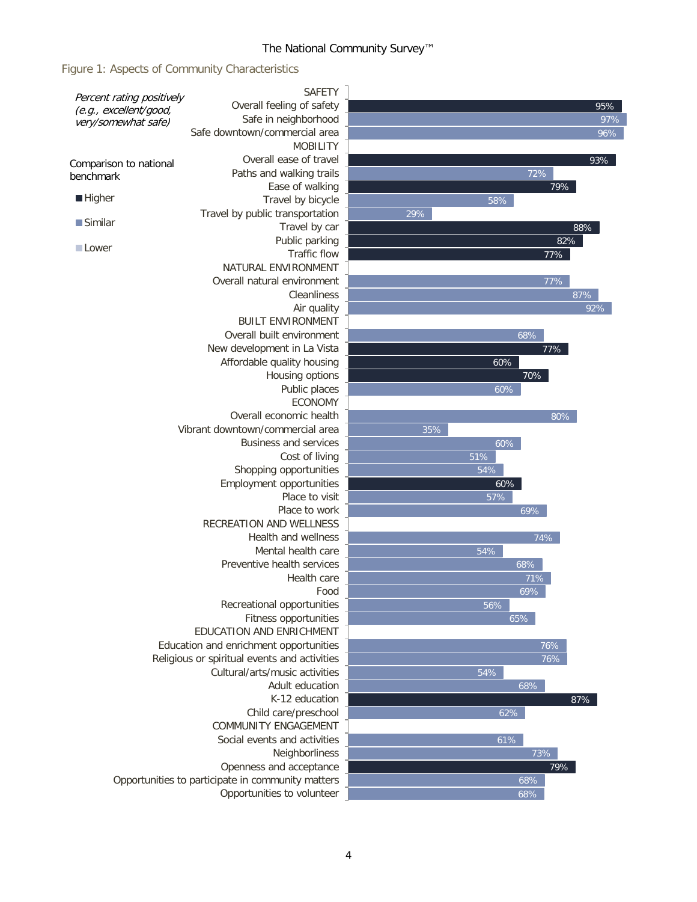## Figure 1: Aspects of Community Characteristics

*Percent rating positively (e.g., excellent/good, very/somewhat safe)*

Comparison to national benchmark: Higher / Similar / Lower

| Characteristic | Percent rating positively | Comparison to national benchmark |
|---|---|---|
| **SAFETY** | | |
| Overall feeling of safety | 95% | Higher |
| Safe in neighborhood | 97% | Similar |
| Safe downtown/commercial area | 96% | Similar |
| **MOBILITY** | | |
| Overall ease of travel | 93% | Higher |
| Paths and walking trails | 72% | Similar |
| Ease of walking | 79% | Higher |
| Travel by bicycle | 58% | Similar |
| Travel by public transportation | 29% | Similar |
| Travel by car | 88% | Higher |
| Public parking | 82% | Higher |
| Traffic flow | 77% | Higher |
| **NATURAL ENVIRONMENT** | | |
| Overall natural environment | 77% | Similar |
| Cleanliness | 87% | Similar |
| Air quality | 92% | Similar |
| **BUILT ENVIRONMENT** | | |
| Overall built environment | 68% | Similar |
| New development in La Vista | 77% | Higher |
| Affordable quality housing | 60% | Higher |
| Housing options | 70% | Higher |
| Public places | 60% | Similar |
| **ECONOMY** | | |
| Overall economic health | 80% | Similar |
| Vibrant downtown/commercial area | 35% | Similar |
| Business and services | 60% | Similar |
| Cost of living | 51% | Similar |
| Shopping opportunities | 54% | Similar |
| Employment opportunities | 60% | Higher |
| Place to visit | 57% | Similar |
| Place to work | 69% | Similar |
| **RECREATION AND WELLNESS** | | |
| Health and wellness | 74% | Similar |
| Mental health care | 54% | Similar |
| Preventive health services | 68% | Similar |
| Health care | 71% | Similar |
| Food | 69% | Similar |
| Recreational opportunities | 56% | Similar |
| Fitness opportunities | 65% | Similar |
| **EDUCATION AND ENRICHMENT** | | |
| Education and enrichment opportunities | 76% | Similar |
| Religious or spiritual events and activities | 76% | Similar |
| Cultural/arts/music activities | 54% | Similar |
| Adult education | 68% | Similar |
| K-12 education | 87% | Higher |
| Child care/preschool | 62% | Similar |
| **COMMUNITY ENGAGEMENT** | | |
| Social events and activities | 61% | Similar |
| Neighborliness | 73% | Similar |
| Openness and acceptance | 79% | Higher |
| Opportunities to participate in community matters | 68% | Similar |
| Opportunities to volunteer | 68% | Similar |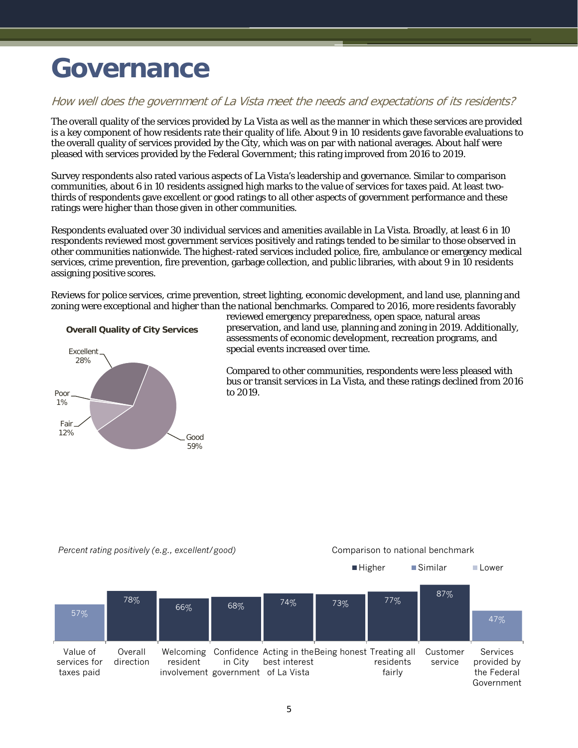# Governance

*How well does the government of La Vista meet the needs and expectations of its residents?*

The overall quality of the services provided by La Vista as well as the manner in which these services are provided is a key component of how residents rate their quality of life. About 9 in 10 residents gave favorable evaluations to the overall quality of services provided by the City, which was on par with national averages. About half were pleased with services provided by the Federal Government; this rating improved from 2016 to 2019.

Survey respondents also rated various aspects of La Vista's leadership and governance. Similar to comparison communities, about 6 in 10 residents assigned high marks to the value of services for taxes paid. At least two-thirds of respondents gave excellent or good ratings to all other aspects of government performance and these ratings were higher than those given in other communities.

Respondents evaluated over 30 individual services and amenities available in La Vista. Broadly, at least 6 in 10 respondents reviewed most government services positively and ratings tended to be similar to those observed in other communities nationwide. The highest-rated services included police, fire, ambulance or emergency medical services, crime prevention, fire prevention, garbage collection, and public libraries, with about 9 in 10 residents assigning positive scores.

Reviews for police services, crime prevention, street lighting, economic development, and land use, planning and zoning were exceptional and higher than the national benchmarks. Compared to 2016, more residents favorably reviewed emergency preparedness, open space, natural areas preservation, and land use, planning and zoning in 2019. Additionally, assessments of economic development, recreation programs, and special events increased over time.

Compared to other communities, respondents were less pleased with bus or transit services in La Vista, and these ratings declined from 2016 to 2019.

**Overall Quality of City Services**

| Rating | Percent |
|---|---|
| Excellent | 28% |
| Good | 59% |
| Fair | 12% |
| Poor | 1% |

*Percent rating positively (e.g., excellent/good)*

Comparison to national benchmark: Higher / Similar / Lower

| Item | Percent | Comparison to national benchmark |
|---|---|---|
| Value of services for taxes paid | 57% | Similar |
| Overall direction | 78% | Higher |
| Welcoming resident involvement | 66% | Higher |
| Confidence in City government | 68% | Higher |
| Acting in the best interest of La Vista | 74% | Higher |
| Being honest | 73% | Higher |
| Treating all residents fairly | 77% | Higher |
| Customer service | 87% | Higher |
| Services provided by the Federal Government | 47% | Similar |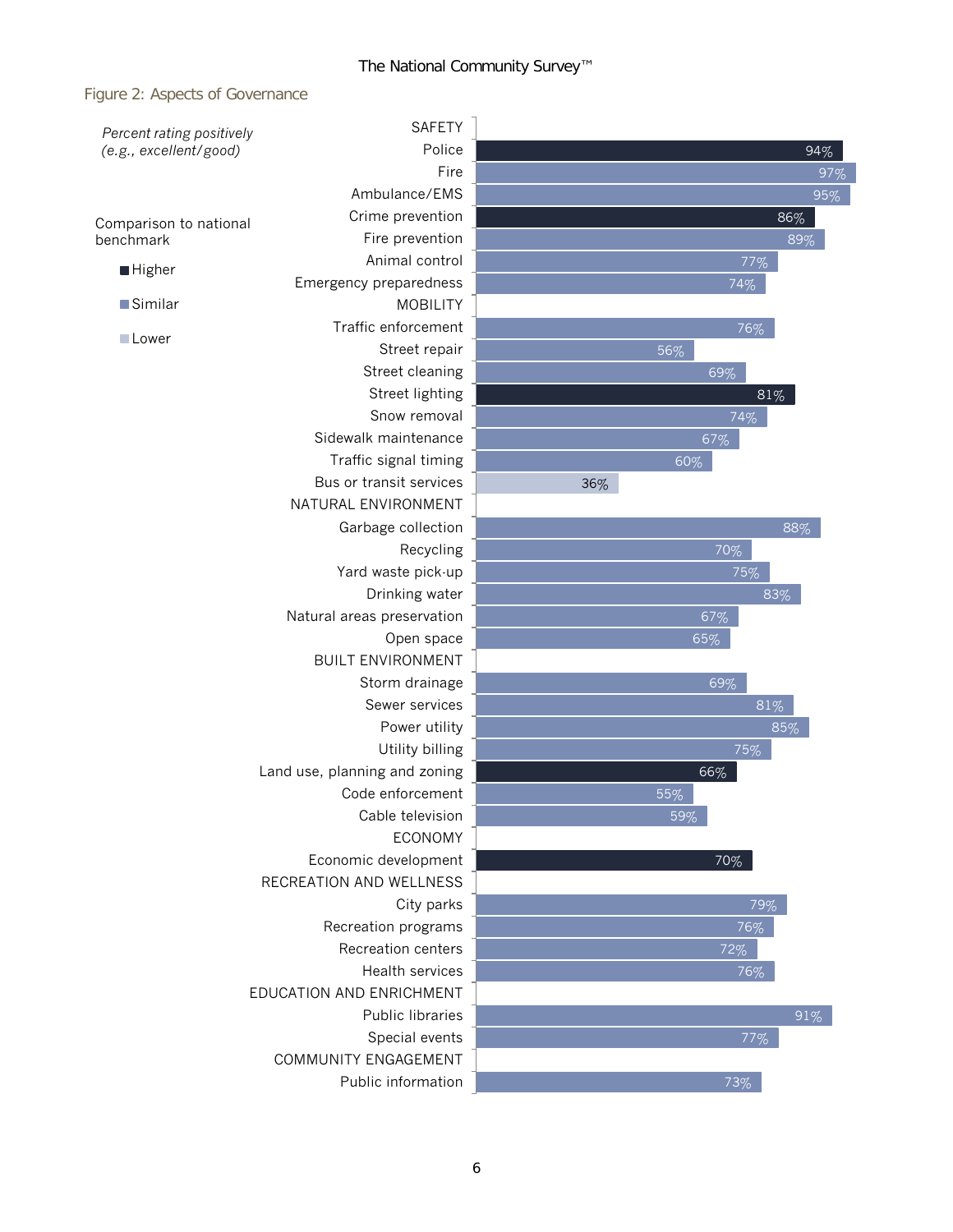The National Community Survey™

## Figure 2: Aspects of Governance

*Percent rating positively (e.g., excellent/good)*

Comparison to national benchmark: Higher / Similar / Lower

| Category | Aspect | Percent | Comparison to national benchmark |
|---|---|---|---|
| SAFETY | Police | 94% | Higher |
| | Fire | 97% | Similar |
| | Ambulance/EMS | 95% | Similar |
| | Crime prevention | 86% | Higher |
| | Fire prevention | 89% | Similar |
| | Animal control | 77% | Similar |
| | Emergency preparedness | 74% | Similar |
| MOBILITY | Traffic enforcement | 76% | Similar |
| | Street repair | 56% | Similar |
| | Street cleaning | 69% | Similar |
| | Street lighting | 81% | Higher |
| | Snow removal | 74% | Similar |
| | Sidewalk maintenance | 67% | Similar |
| | Traffic signal timing | 60% | Similar |
| | Bus or transit services | 36% | Lower |
| NATURAL ENVIRONMENT | Garbage collection | 88% | Similar |
| | Recycling | 70% | Similar |
| | Yard waste pick-up | 75% | Similar |
| | Drinking water | 83% | Similar |
| | Natural areas preservation | 67% | Similar |
| | Open space | 65% | Similar |
| BUILT ENVIRONMENT | Storm drainage | 69% | Similar |
| | Sewer services | 81% | Similar |
| | Power utility | 85% | Similar |
| | Utility billing | 75% | Similar |
| | Land use, planning and zoning | 66% | Higher |
| | Code enforcement | 55% | Similar |
| | Cable television | 59% | Similar |
| ECONOMY | Economic development | 70% | Higher |
| RECREATION AND WELLNESS | City parks | 79% | Similar |
| | Recreation programs | 76% | Similar |
| | Recreation centers | 72% | Similar |
| | Health services | 76% | Similar |
| EDUCATION AND ENRICHMENT | Public libraries | 91% | Similar |
| | Special events | 77% | Similar |
| COMMUNITY ENGAGEMENT | Public information | 73% | Similar |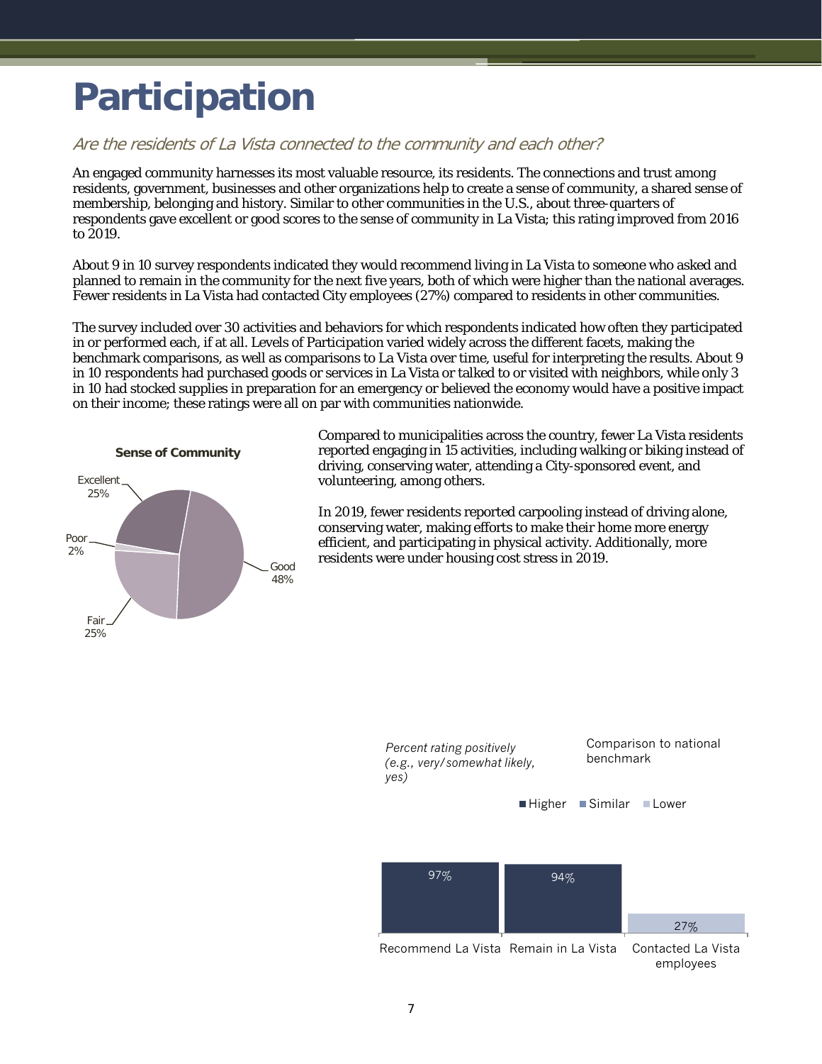# Participation

*Are the residents of La Vista connected to the community and each other?*

An engaged community harnesses its most valuable resource, its residents. The connections and trust among residents, government, businesses and other organizations help to create a sense of community, a shared sense of membership, belonging and history. Similar to other communities in the U.S., about three-quarters of respondents gave excellent or good scores to the sense of community in La Vista; this rating improved from 2016 to 2019.

About 9 in 10 survey respondents indicated they would recommend living in La Vista to someone who asked and planned to remain in the community for the next five years, both of which were higher than the national averages. Fewer residents in La Vista had contacted City employees (27%) compared to residents in other communities.

The survey included over 30 activities and behaviors for which respondents indicated how often they participated in or performed each, if at all. Levels of Participation varied widely across the different facets, making the benchmark comparisons, as well as comparisons to La Vista over time, useful for interpreting the results. About 9 in 10 respondents had purchased goods or services in La Vista or talked to or visited with neighbors, while only 3 in 10 had stocked supplies in preparation for an emergency or believed the economy would have a positive impact on their income; these ratings were all on par with communities nationwide.

**Sense of Community**

| Rating | Percent |
|---|---|
| Excellent | 25% |
| Good | 48% |
| Fair | 25% |
| Poor | 2% |

Compared to municipalities across the country, fewer La Vista residents reported engaging in 15 activities, including walking or biking instead of driving, conserving water, attending a City-sponsored event, and volunteering, among others.

In 2019, fewer residents reported carpooling instead of driving alone, conserving water, making efforts to make their home more energy efficient, and participating in physical activity. Additionally, more residents were under housing cost stress in 2019.

*Percent rating positively (e.g., very/somewhat likely, yes)*

Comparison to national benchmark: Higher / Similar / Lower

| Item | Percent | Comparison to national benchmark |
|---|---|---|
| Recommend La Vista | 97% | Higher |
| Remain in La Vista | 94% | Higher |
| Contacted La Vista employees | 27% | Lower |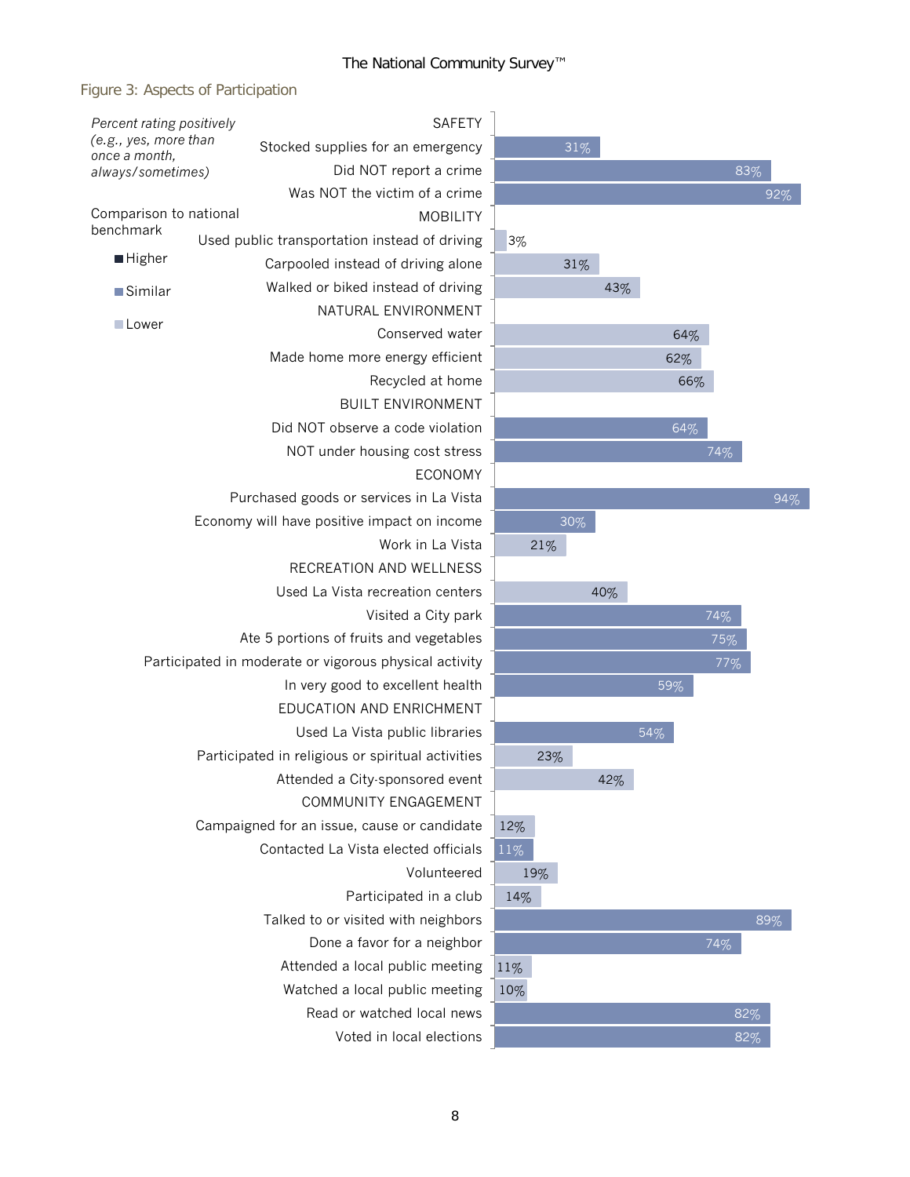## Figure 3: Aspects of Participation

*Percent rating positively (e.g., yes, more than once a month, always/sometimes)*

Comparison to national benchmark: Higher / Similar / Lower

| Category / Item | Percent | Comparison to national benchmark |
|---|---|---|
| **SAFETY** | | |
| Stocked supplies for an emergency | 31% | Similar |
| Did NOT report a crime | 83% | Similar |
| Was NOT the victim of a crime | 92% | Similar |
| **MOBILITY** | | |
| Used public transportation instead of driving | 3% | Lower |
| Carpooled instead of driving alone | 31% | Lower |
| Walked or biked instead of driving | 43% | Lower |
| **NATURAL ENVIRONMENT** | | |
| Conserved water | 64% | Lower |
| Made home more energy efficient | 62% | Lower |
| Recycled at home | 66% | Lower |
| **BUILT ENVIRONMENT** | | |
| Did NOT observe a code violation | 64% | Similar |
| NOT under housing cost stress | 74% | Similar |
| **ECONOMY** | | |
| Purchased goods or services in La Vista | 94% | Similar |
| Economy will have positive impact on income | 30% | Similar |
| Work in La Vista | 21% | Lower |
| **RECREATION AND WELLNESS** | | |
| Used La Vista recreation centers | 40% | Lower |
| Visited a City park | 74% | Similar |
| Ate 5 portions of fruits and vegetables | 75% | Similar |
| Participated in moderate or vigorous physical activity | 77% | Similar |
| In very good to excellent health | 59% | Similar |
| **EDUCATION AND ENRICHMENT** | | |
| Used La Vista public libraries | 54% | Similar |
| Participated in religious or spiritual activities | 23% | Lower |
| Attended a City-sponsored event | 42% | Lower |
| **COMMUNITY ENGAGEMENT** | | |
| Campaigned for an issue, cause or candidate | 12% | Lower |
| Contacted La Vista elected officials | 11% | Similar |
| Volunteered | 19% | Lower |
| Participated in a club | 14% | Lower |
| Talked to or visited with neighbors | 89% | Similar |
| Done a favor for a neighbor | 74% | Similar |
| Attended a local public meeting | 11% | Lower |
| Watched a local public meeting | 10% | Lower |
| Read or watched local news | 82% | Similar |
| Voted in local elections | 82% | Similar |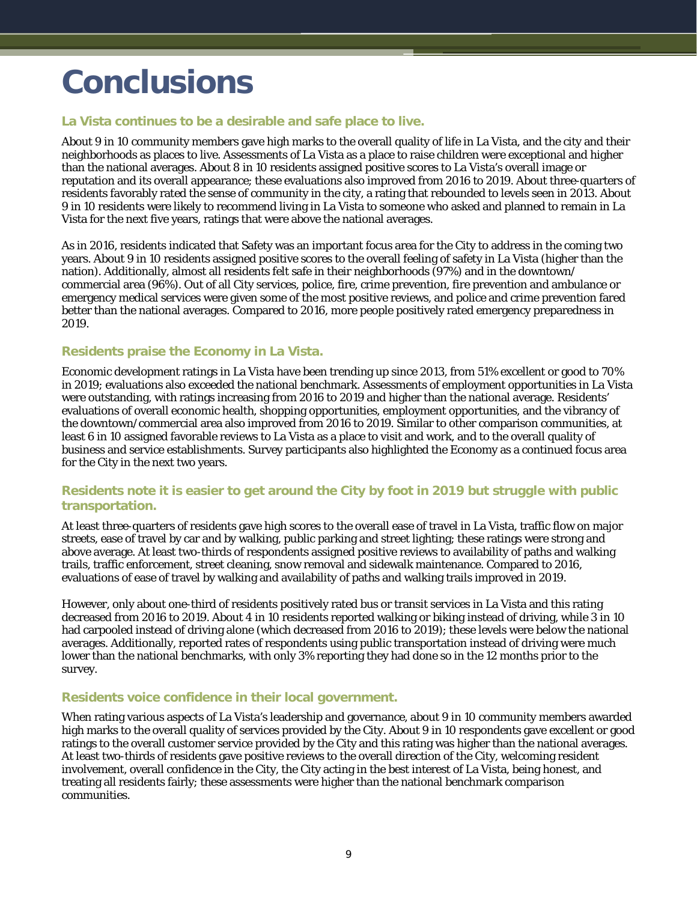# Conclusions

### La Vista continues to be a desirable and safe place to live.

About 9 in 10 community members gave high marks to the overall quality of life in La Vista, and the city and their neighborhoods as places to live. Assessments of La Vista as a place to raise children were exceptional and higher than the national averages. About 8 in 10 residents assigned positive scores to La Vista's overall image or reputation and its overall appearance; these evaluations also improved from 2016 to 2019. About three-quarters of residents favorably rated the sense of community in the city, a rating that rebounded to levels seen in 2013. About 9 in 10 residents were likely to recommend living in La Vista to someone who asked and planned to remain in La Vista for the next five years, ratings that were above the national averages.

As in 2016, residents indicated that Safety was an important focus area for the City to address in the coming two years. About 9 in 10 residents assigned positive scores to the overall feeling of safety in La Vista (higher than the nation). Additionally, almost all residents felt safe in their neighborhoods (97%) and in the downtown/commercial area (96%). Out of all City services, police, fire, crime prevention, fire prevention and ambulance or emergency medical services were given some of the most positive reviews, and police and crime prevention fared better than the national averages. Compared to 2016, more people positively rated emergency preparedness in 2019.

### Residents praise the Economy in La Vista.

Economic development ratings in La Vista have been trending up since 2013, from 51% excellent or good to 70% in 2019; evaluations also exceeded the national benchmark. Assessments of employment opportunities in La Vista were outstanding, with ratings increasing from 2016 to 2019 and higher than the national average. Residents' evaluations of overall economic health, shopping opportunities, employment opportunities, and the vibrancy of the downtown/commercial area also improved from 2016 to 2019. Similar to other comparison communities, at least 6 in 10 assigned favorable reviews to La Vista as a place to visit and work, and to the overall quality of business and service establishments. Survey participants also highlighted the Economy as a continued focus area for the City in the next two years.

### Residents note it is easier to get around the City by foot in 2019 but struggle with public transportation.

At least three-quarters of residents gave high scores to the overall ease of travel in La Vista, traffic flow on major streets, ease of travel by car and by walking, public parking and street lighting; these ratings were strong and above average. At least two-thirds of respondents assigned positive reviews to availability of paths and walking trails, traffic enforcement, street cleaning, snow removal and sidewalk maintenance. Compared to 2016, evaluations of ease of travel by walking and availability of paths and walking trails improved in 2019.

However, only about one-third of residents positively rated bus or transit services in La Vista and this rating decreased from 2016 to 2019. About 4 in 10 residents reported walking or biking instead of driving, while 3 in 10 had carpooled instead of driving alone (which decreased from 2016 to 2019); these levels were below the national averages. Additionally, reported rates of respondents using public transportation instead of driving were much lower than the national benchmarks, with only 3% reporting they had done so in the 12 months prior to the survey.

### Residents voice confidence in their local government.

When rating various aspects of La Vista's leadership and governance, about 9 in 10 community members awarded high marks to the overall quality of services provided by the City. About 9 in 10 respondents gave excellent or good ratings to the overall customer service provided by the City and this rating was higher than the national averages. At least two-thirds of residents gave positive reviews to the overall direction of the City, welcoming resident involvement, overall confidence in the City, the City acting in the best interest of La Vista, being honest, and treating all residents fairly; these assessments were higher than the national benchmark comparison communities.